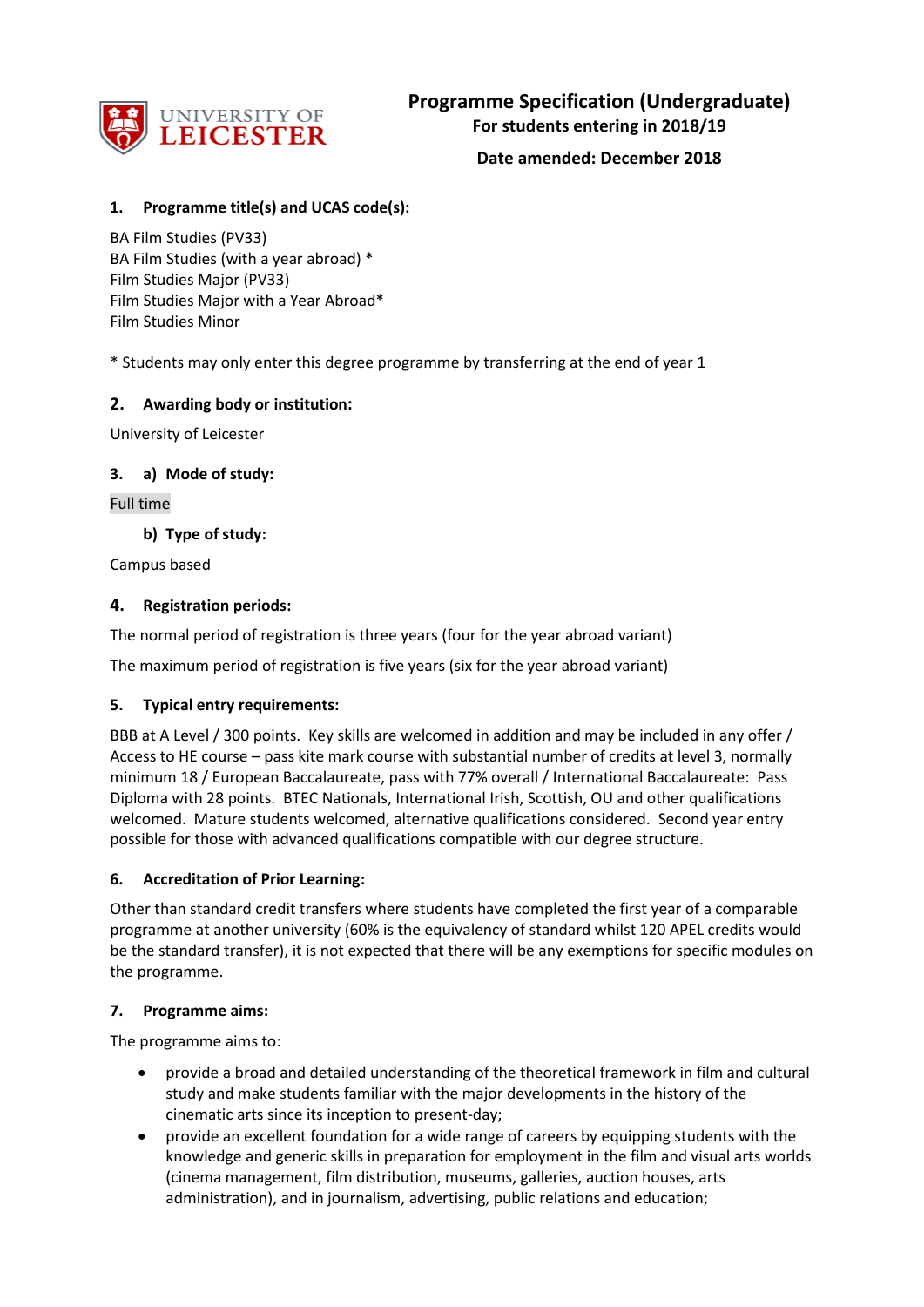# Programme Specification (Undergraduate)

**For students entering in 2018/19**

**Date amended: December 2018**

### 1. Programme title(s) and UCAS code(s):

BA Film Studies (PV33)
BA Film Studies (with a year abroad) *
Film Studies Major (PV33)
Film Studies Major with a Year Abroad*
Film Studies Minor

* Students may only enter this degree programme by transferring at the end of year 1

### 2. Awarding body or institution:

University of Leicester

### 3. a) Mode of study:

Full time

**b) Type of study:**

Campus based

### 4. Registration periods:

The normal period of registration is three years (four for the year abroad variant)

The maximum period of registration is five years (six for the year abroad variant)

### 5. Typical entry requirements:

BBB at A Level / 300 points. Key skills are welcomed in addition and may be included in any offer / Access to HE course – pass kite mark course with substantial number of credits at level 3, normally minimum 18 / European Baccalaureate, pass with 77% overall / International Baccalaureate: Pass Diploma with 28 points. BTEC Nationals, International Irish, Scottish, OU and other qualifications welcomed. Mature students welcomed, alternative qualifications considered. Second year entry possible for those with advanced qualifications compatible with our degree structure.

### 6. Accreditation of Prior Learning:

Other than standard credit transfers where students have completed the first year of a comparable programme at another university (60% is the equivalency of standard whilst 120 APEL credits would be the standard transfer), it is not expected that there will be any exemptions for specific modules on the programme.

### 7. Programme aims:

The programme aims to:

- provide a broad and detailed understanding of the theoretical framework in film and cultural study and make students familiar with the major developments in the history of the cinematic arts since its inception to present-day;
- provide an excellent foundation for a wide range of careers by equipping students with the knowledge and generic skills in preparation for employment in the film and visual arts worlds (cinema management, film distribution, museums, galleries, auction houses, arts administration), and in journalism, advertising, public relations and education;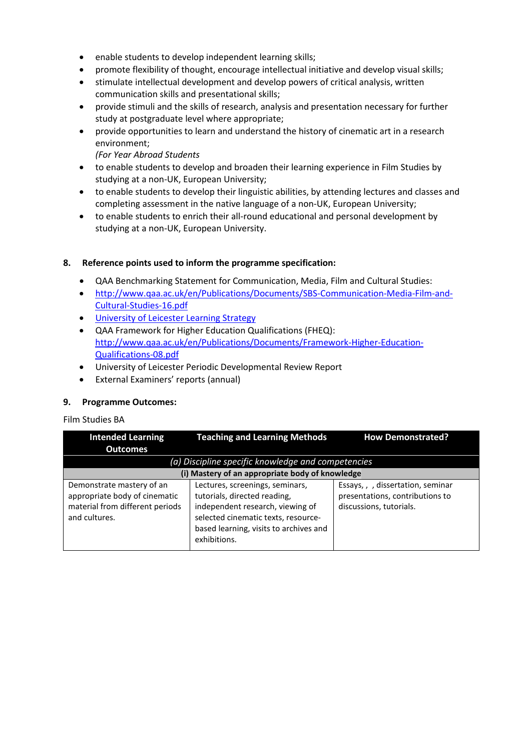- enable students to develop independent learning skills;
- promote flexibility of thought, encourage intellectual initiative and develop visual skills;
- stimulate intellectual development and develop powers of critical analysis, written communication skills and presentational skills;
- provide stimuli and the skills of research, analysis and presentation necessary for further study at postgraduate level where appropriate;
- provide opportunities to learn and understand the history of cinematic art in a research environment;

  *(For Year Abroad Students*
- to enable students to develop and broaden their learning experience in Film Studies by studying at a non-UK, European University;
- to enable students to develop their linguistic abilities, by attending lectures and classes and completing assessment in the native language of a non-UK, European University;
- to enable students to enrich their all-round educational and personal development by studying at a non-UK, European University.

## 8. Reference points used to inform the programme specification:

- QAA Benchmarking Statement for Communication, Media, Film and Cultural Studies:
- http://www.qaa.ac.uk/en/Publications/Documents/SBS-Communication-Media-Film-and-Cultural-Studies-16.pdf
- University of Leicester Learning Strategy
- QAA Framework for Higher Education Qualifications (FHEQ): http://www.qaa.ac.uk/en/Publications/Documents/Framework-Higher-Education-Qualifications-08.pdf
- University of Leicester Periodic Developmental Review Report
- External Examiners' reports (annual)

## 9. Programme Outcomes:

Film Studies BA

| Intended Learning Outcomes | Teaching and Learning Methods | How Demonstrated? |
|---|---|---|
| *(a) Discipline specific knowledge and competencies* | | |
| **(i) Mastery of an appropriate body of knowledge** | | |
| Demonstrate mastery of an appropriate body of cinematic material from different periods and cultures. | Lectures, screenings, seminars, tutorials, directed reading, independent research, viewing of selected cinematic texts, resource-based learning, visits to archives and exhibitions. | Essays, , , dissertation, seminar presentations, contributions to discussions, tutorials. |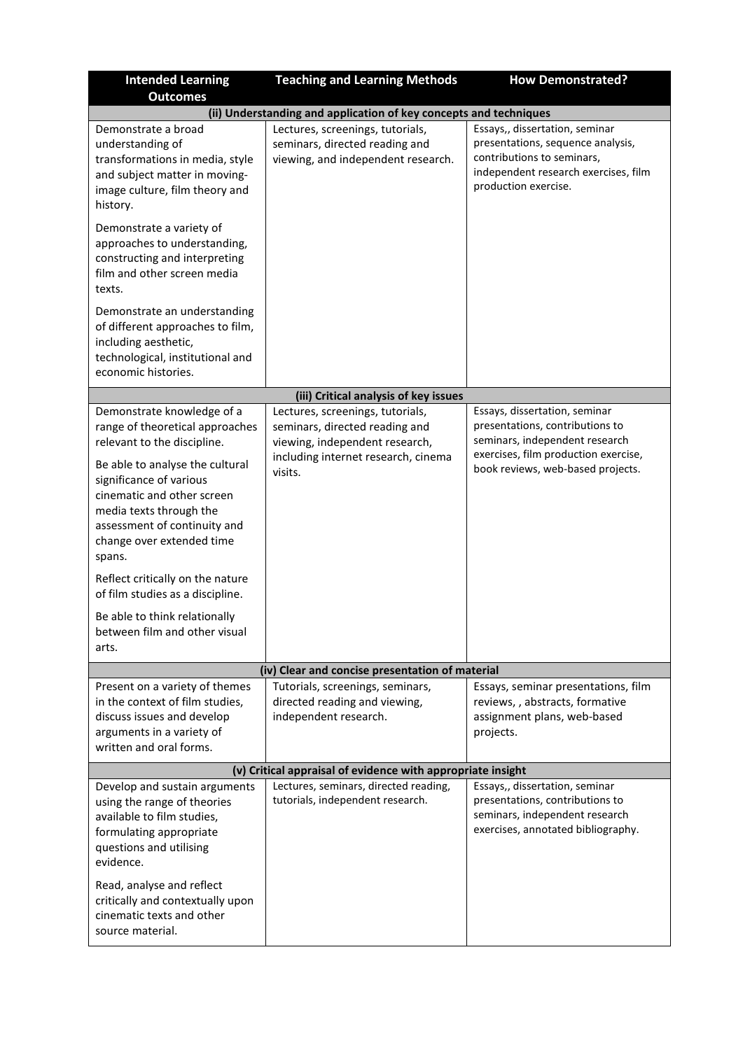| Intended Learning Outcomes | Teaching and Learning Methods | How Demonstrated? |
|---|---|---|
| **(ii) Understanding and application of key concepts and techniques** | | |
| Demonstrate a broad understanding of transformations in media, style and subject matter in moving-image culture, film theory and history.<br><br>Demonstrate a variety of approaches to understanding, constructing and interpreting film and other screen media texts.<br><br>Demonstrate an understanding of different approaches to film, including aesthetic, technological, institutional and economic histories. | Lectures, screenings, tutorials, seminars, directed reading and viewing, and independent research. | Essays,, dissertation, seminar presentations, sequence analysis, contributions to seminars, independent research exercises, film production exercise. |
| **(iii) Critical analysis of key issues** | | |
| Demonstrate knowledge of a range of theoretical approaches relevant to the discipline.<br><br>Be able to analyse the cultural significance of various cinematic and other screen media texts through the assessment of continuity and change over extended time spans.<br><br>Reflect critically on the nature of film studies as a discipline.<br><br>Be able to think relationally between film and other visual arts. | Lectures, screenings, tutorials, seminars, directed reading and viewing, independent research, including internet research, cinema visits. | Essays, dissertation, seminar presentations, contributions to seminars, independent research exercises, film production exercise, book reviews, web-based projects. |
| **(iv) Clear and concise presentation of material** | | |
| Present on a variety of themes in the context of film studies, discuss issues and develop arguments in a variety of written and oral forms. | Tutorials, screenings, seminars, directed reading and viewing, independent research. | Essays, seminar presentations, film reviews, , abstracts, formative assignment plans, web-based projects. |
| **(v) Critical appraisal of evidence with appropriate insight** | | |
| Develop and sustain arguments using the range of theories available to film studies, formulating appropriate questions and utilising evidence.<br><br>Read, analyse and reflect critically and contextually upon cinematic texts and other source material. | Lectures, seminars, directed reading, tutorials, independent research. | Essays,, dissertation, seminar presentations, contributions to seminars, independent research exercises, annotated bibliography. |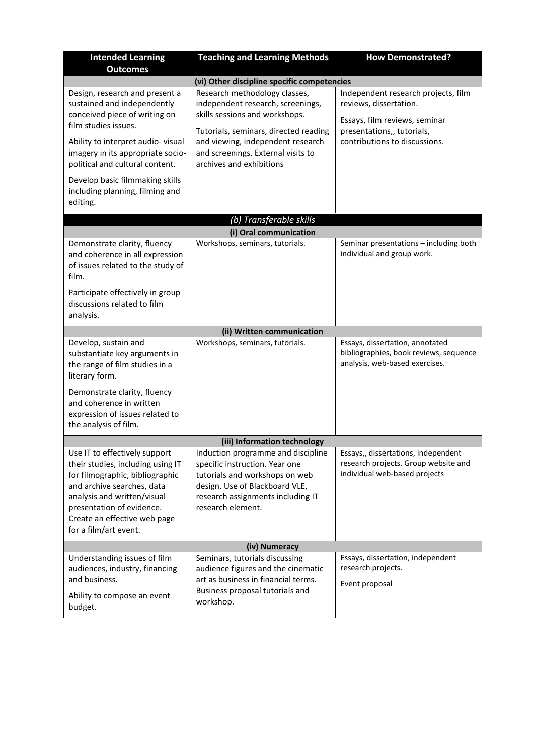| Intended Learning Outcomes | Teaching and Learning Methods | How Demonstrated? |
|---|---|---|
| **(vi) Other discipline specific competencies** | | |
| Design, research and present a sustained and independently conceived piece of writing on film studies issues.<br><br>Ability to interpret audio- visual imagery in its appropriate socio-political and cultural content.<br><br>Develop basic filmmaking skills including planning, filming and editing. | Research methodology classes, independent research, screenings, skills sessions and workshops.<br><br>Tutorials, seminars, directed reading and viewing, independent research and screenings. External visits to archives and exhibitions | Independent research projects, film reviews, dissertation.<br><br>Essays, film reviews, seminar presentations,, tutorials, contributions to discussions. |
| ***(b) Transferable skills*** | | |
| **(i) Oral communication** | | |
| Demonstrate clarity, fluency and coherence in all expression of issues related to the study of film.<br><br>Participate effectively in group discussions related to film analysis. | Workshops, seminars, tutorials. | Seminar presentations – including both individual and group work. |
| **(ii) Written communication** | | |
| Develop, sustain and substantiate key arguments in the range of film studies in a literary form.<br><br>Demonstrate clarity, fluency and coherence in written expression of issues related to the analysis of film. | Workshops, seminars, tutorials. | Essays, dissertation, annotated bibliographies, book reviews, sequence analysis, web-based exercises. |
| **(iii) Information technology** | | |
| Use IT to effectively support their studies, including using IT for filmographic, bibliographic and archive searches, data analysis and written/visual presentation of evidence. Create an effective web page for a film/art event. | Induction programme and discipline specific instruction. Year one tutorials and workshops on web design. Use of Blackboard VLE, research assignments including IT research element. | Essays,, dissertations, independent research projects. Group website and individual web-based projects |
| **(iv) Numeracy** | | |
| Understanding issues of film audiences, industry, financing and business.<br><br>Ability to compose an event budget. | Seminars, tutorials discussing audience figures and the cinematic art as business in financial terms. Business proposal tutorials and workshop. | Essays, dissertation, independent research projects.<br><br>Event proposal |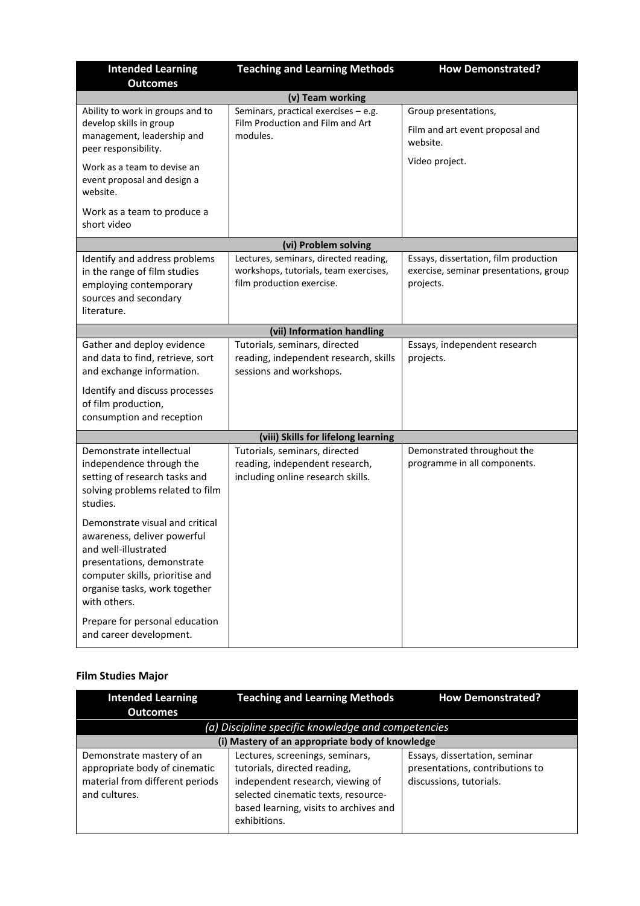| Intended Learning Outcomes | Teaching and Learning Methods | How Demonstrated? |
|---|---|---|
| **(v) Team working** | | |
| Ability to work in groups and to develop skills in group management, leadership and peer responsibility.<br><br>Work as a team to devise an event proposal and design a website.<br><br>Work as a team to produce a short video | Seminars, practical exercises – e.g. Film Production and Film and Art modules. | Group presentations,<br><br>Film and art event proposal and website.<br><br>Video project. |
| **(vi) Problem solving** | | |
| Identify and address problems in the range of film studies employing contemporary sources and secondary literature. | Lectures, seminars, directed reading, workshops, tutorials, team exercises, film production exercise. | Essays, dissertation, film production exercise, seminar presentations, group projects. |
| **(vii) Information handling** | | |
| Gather and deploy evidence and data to find, retrieve, sort and exchange information.<br><br>Identify and discuss processes of film production, consumption and reception | Tutorials, seminars, directed reading, independent research, skills sessions and workshops. | Essays, independent research projects. |
| **(viii) Skills for lifelong learning** | | |
| Demonstrate intellectual independence through the setting of research tasks and solving problems related to film studies.<br><br>Demonstrate visual and critical awareness, deliver powerful and well-illustrated presentations, demonstrate computer skills, prioritise and organise tasks, work together with others.<br><br>Prepare for personal education and career development. | Tutorials, seminars, directed reading, independent research, including online research skills. | Demonstrated throughout the programme in all components. |

**Film Studies Major**

| Intended Learning Outcomes | Teaching and Learning Methods | How Demonstrated? |
|---|---|---|
| *(a) Discipline specific knowledge and competencies* | | |
| **(i) Mastery of an appropriate body of knowledge** | | |
| Demonstrate mastery of an appropriate body of cinematic material from different periods and cultures. | Lectures, screenings, seminars, tutorials, directed reading, independent research, viewing of selected cinematic texts, resource-based learning, visits to archives and exhibitions. | Essays, dissertation, seminar presentations, contributions to discussions, tutorials. |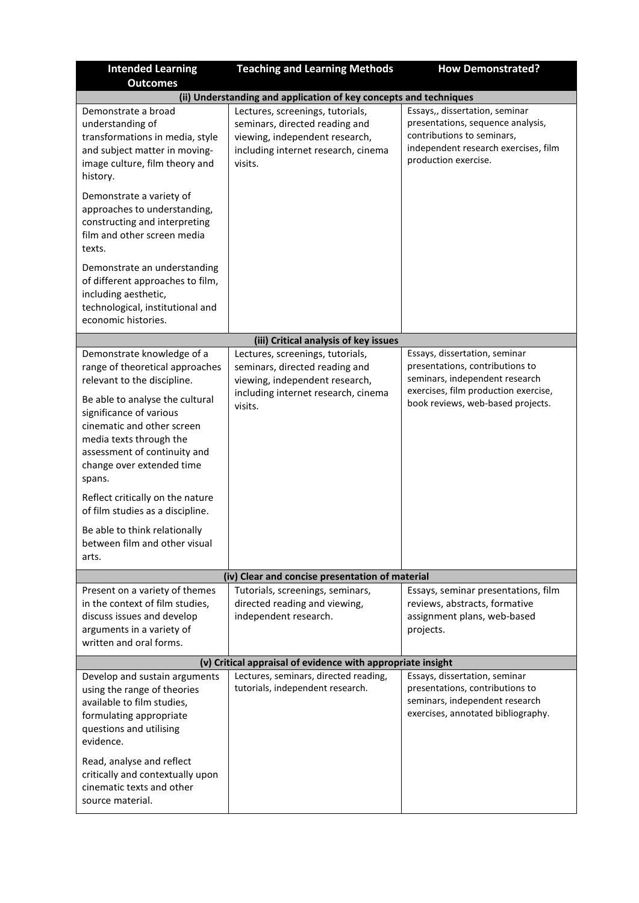| Intended Learning Outcomes | Teaching and Learning Methods | How Demonstrated? |
|---|---|---|
| **(ii) Understanding and application of key concepts and techniques** | | |
| Demonstrate a broad understanding of transformations in media, style and subject matter in moving-image culture, film theory and history.<br><br>Demonstrate a variety of approaches to understanding, constructing and interpreting film and other screen media texts.<br><br>Demonstrate an understanding of different approaches to film, including aesthetic, technological, institutional and economic histories. | Lectures, screenings, tutorials, seminars, directed reading and viewing, independent research, including internet research, cinema visits. | Essays,, dissertation, seminar presentations, sequence analysis, contributions to seminars, independent research exercises, film production exercise. |
| **(iii) Critical analysis of key issues** | | |
| Demonstrate knowledge of a range of theoretical approaches relevant to the discipline.<br><br>Be able to analyse the cultural significance of various cinematic and other screen media texts through the assessment of continuity and change over extended time spans.<br><br>Reflect critically on the nature of film studies as a discipline.<br><br>Be able to think relationally between film and other visual arts. | Lectures, screenings, tutorials, seminars, directed reading and viewing, independent research, including internet research, cinema visits. | Essays, dissertation, seminar presentations, contributions to seminars, independent research exercises, film production exercise, book reviews, web-based projects. |
| **(iv) Clear and concise presentation of material** | | |
| Present on a variety of themes in the context of film studies, discuss issues and develop arguments in a variety of written and oral forms. | Tutorials, screenings, seminars, directed reading and viewing, independent research. | Essays, seminar presentations, film reviews, abstracts, formative assignment plans, web-based projects. |
| **(v) Critical appraisal of evidence with appropriate insight** | | |
| Develop and sustain arguments using the range of theories available to film studies, formulating appropriate questions and utilising evidence.<br><br>Read, analyse and reflect critically and contextually upon cinematic texts and other source material. | Lectures, seminars, directed reading, tutorials, independent research. | Essays, dissertation, seminar presentations, contributions to seminars, independent research exercises, annotated bibliography. |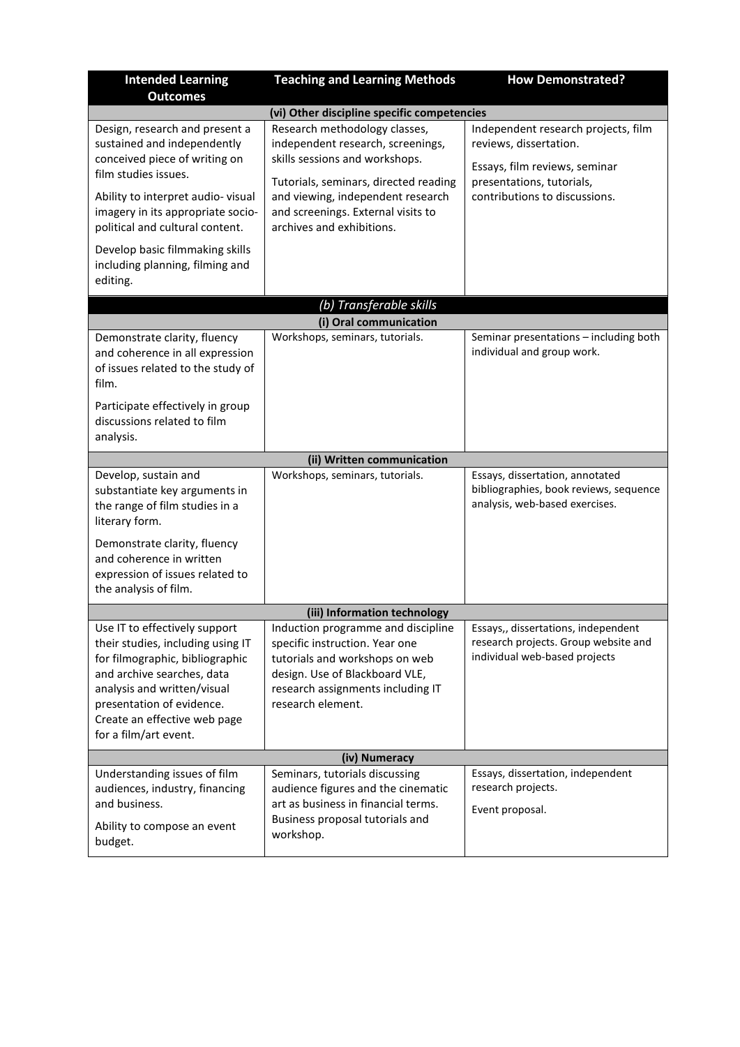| Intended Learning Outcomes | Teaching and Learning Methods | How Demonstrated? |
|---|---|---|
| **(vi) Other discipline specific competencies** | | |
| Design, research and present a sustained and independently conceived piece of writing on film studies issues.<br><br>Ability to interpret audio- visual imagery in its appropriate socio-political and cultural content.<br><br>Develop basic filmmaking skills including planning, filming and editing. | Research methodology classes, independent research, screenings, skills sessions and workshops.<br><br>Tutorials, seminars, directed reading and viewing, independent research and screenings. External visits to archives and exhibitions. | Independent research projects, film reviews, dissertation.<br><br>Essays, film reviews, seminar presentations, tutorials, contributions to discussions. |
| ***(b) Transferable skills*** | | |
| **(i) Oral communication** | | |
| Demonstrate clarity, fluency and coherence in all expression of issues related to the study of film.<br><br>Participate effectively in group discussions related to film analysis. | Workshops, seminars, tutorials. | Seminar presentations – including both individual and group work. |
| **(ii) Written communication** | | |
| Develop, sustain and substantiate key arguments in the range of film studies in a literary form.<br><br>Demonstrate clarity, fluency and coherence in written expression of issues related to the analysis of film. | Workshops, seminars, tutorials. | Essays, dissertation, annotated bibliographies, book reviews, sequence analysis, web-based exercises. |
| **(iii) Information technology** | | |
| Use IT to effectively support their studies, including using IT for filmographic, bibliographic and archive searches, data analysis and written/visual presentation of evidence.<br>Create an effective web page for a film/art event. | Induction programme and discipline specific instruction. Year one tutorials and workshops on web design. Use of Blackboard VLE, research assignments including IT research element. | Essays,, dissertations, independent research projects. Group website and individual web-based projects |
| **(iv) Numeracy** | | |
| Understanding issues of film audiences, industry, financing and business.<br><br>Ability to compose an event budget. | Seminars, tutorials discussing audience figures and the cinematic art as business in financial terms. Business proposal tutorials and workshop. | Essays, dissertation, independent research projects.<br><br>Event proposal. |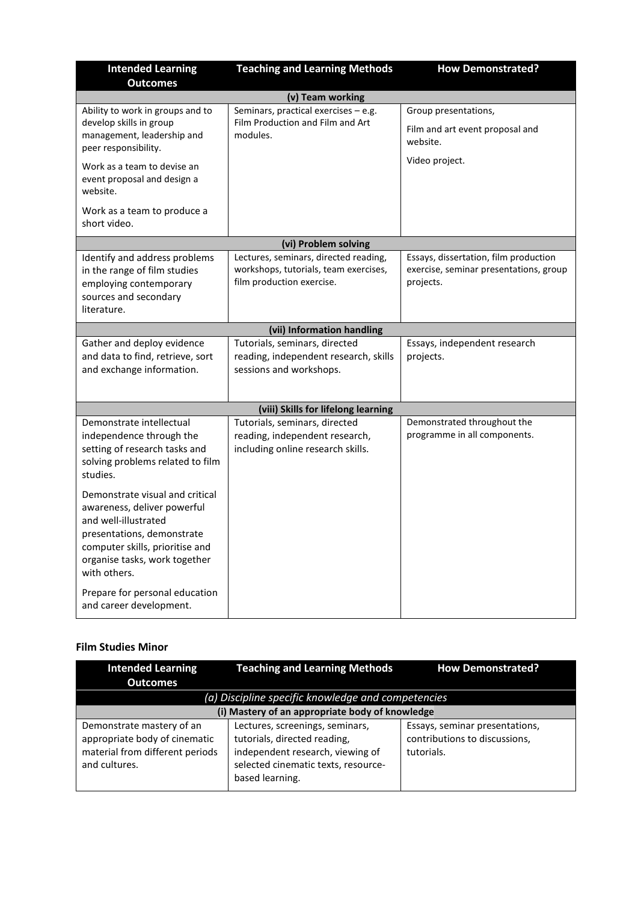| Intended Learning Outcomes | Teaching and Learning Methods | How Demonstrated? |
|---|---|---|
| **(v) Team working** | | |
| Ability to work in groups and to develop skills in group management, leadership and peer responsibility.<br><br>Work as a team to devise an event proposal and design a website.<br><br>Work as a team to produce a short video. | Seminars, practical exercises – e.g. Film Production and Film and Art modules. | Group presentations,<br><br>Film and art event proposal and website.<br><br>Video project. |
| **(vi) Problem solving** | | |
| Identify and address problems in the range of film studies employing contemporary sources and secondary literature. | Lectures, seminars, directed reading, workshops, tutorials, team exercises, film production exercise. | Essays, dissertation, film production exercise, seminar presentations, group projects. |
| **(vii) Information handling** | | |
| Gather and deploy evidence and data to find, retrieve, sort and exchange information. | Tutorials, seminars, directed reading, independent research, skills sessions and workshops. | Essays, independent research projects. |
| **(viii) Skills for lifelong learning** | | |
| Demonstrate intellectual independence through the setting of research tasks and solving problems related to film studies.<br><br>Demonstrate visual and critical awareness, deliver powerful and well-illustrated presentations, demonstrate computer skills, prioritise and organise tasks, work together with others.<br><br>Prepare for personal education and career development. | Tutorials, seminars, directed reading, independent research, including online research skills. | Demonstrated throughout the programme in all components. |

**Film Studies Minor**

| Intended Learning Outcomes | Teaching and Learning Methods | How Demonstrated? |
|---|---|---|
| *(a) Discipline specific knowledge and competencies* | | |
| **(i) Mastery of an appropriate body of knowledge** | | |
| Demonstrate mastery of an appropriate body of cinematic material from different periods and cultures. | Lectures, screenings, seminars, tutorials, directed reading, independent research, viewing of selected cinematic texts, resource-based learning. | Essays, seminar presentations, contributions to discussions, tutorials. |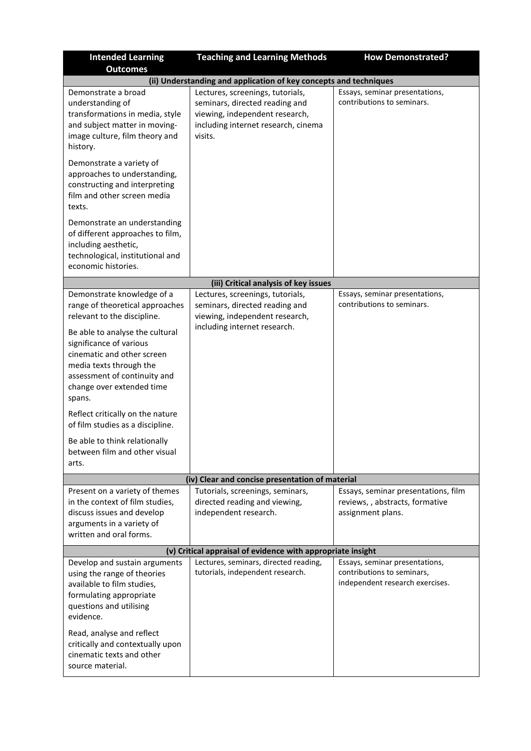| Intended Learning Outcomes | Teaching and Learning Methods | How Demonstrated? |
| --- | --- | --- |
| **(ii) Understanding and application of key concepts and techniques** | | |
| Demonstrate a broad understanding of transformations in media, style and subject matter in moving-image culture, film theory and history.<br><br>Demonstrate a variety of approaches to understanding, constructing and interpreting film and other screen media texts.<br><br>Demonstrate an understanding of different approaches to film, including aesthetic, technological, institutional and economic histories. | Lectures, screenings, tutorials, seminars, directed reading and viewing, independent research, including internet research, cinema visits. | Essays, seminar presentations, contributions to seminars. |
| **(iii) Critical analysis of key issues** | | |
| Demonstrate knowledge of a range of theoretical approaches relevant to the discipline.<br><br>Be able to analyse the cultural significance of various cinematic and other screen media texts through the assessment of continuity and change over extended time spans.<br><br>Reflect critically on the nature of film studies as a discipline.<br><br>Be able to think relationally between film and other visual arts. | Lectures, screenings, tutorials, seminars, directed reading and viewing, independent research, including internet research. | Essays, seminar presentations, contributions to seminars. |
| **(iv) Clear and concise presentation of material** | | |
| Present on a variety of themes in the context of film studies, discuss issues and develop arguments in a variety of written and oral forms. | Tutorials, screenings, seminars, directed reading and viewing, independent research. | Essays, seminar presentations, film reviews, , abstracts, formative assignment plans. |
| **(v) Critical appraisal of evidence with appropriate insight** | | |
| Develop and sustain arguments using the range of theories available to film studies, formulating appropriate questions and utilising evidence.<br><br>Read, analyse and reflect critically and contextually upon cinematic texts and other source material. | Lectures, seminars, directed reading, tutorials, independent research. | Essays, seminar presentations, contributions to seminars, independent research exercises. |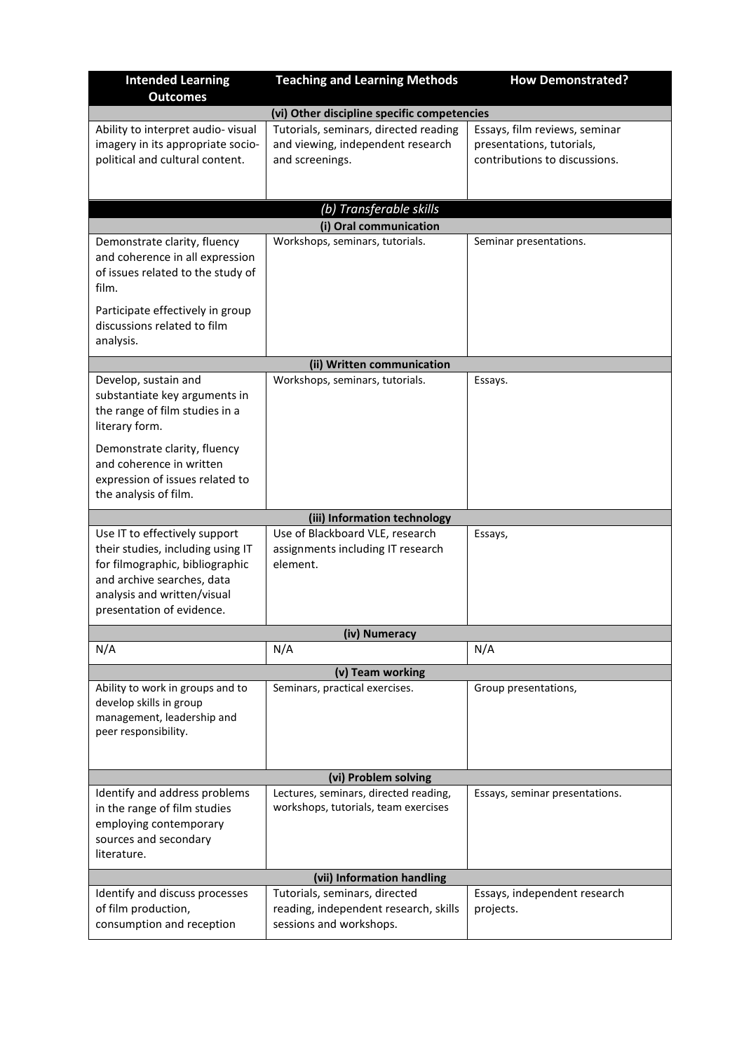| Intended Learning Outcomes | Teaching and Learning Methods | How Demonstrated? |
|---|---|---|
| **(vi) Other discipline specific competencies** | | |
| Ability to interpret audio- visual imagery in its appropriate socio-political and cultural content. | Tutorials, seminars, directed reading and viewing, independent research and screenings. | Essays, film reviews, seminar presentations, tutorials, contributions to discussions. |
| ***(b) Transferable skills*** | | |
| **(i) Oral communication** | | |
| Demonstrate clarity, fluency and coherence in all expression of issues related to the study of film.<br><br>Participate effectively in group discussions related to film analysis. | Workshops, seminars, tutorials. | Seminar presentations. |
| **(ii) Written communication** | | |
| Develop, sustain and substantiate key arguments in the range of film studies in a literary form.<br><br>Demonstrate clarity, fluency and coherence in written expression of issues related to the analysis of film. | Workshops, seminars, tutorials. | Essays. |
| **(iii) Information technology** | | |
| Use IT to effectively support their studies, including using IT for filmographic, bibliographic and archive searches, data analysis and written/visual presentation of evidence. | Use of Blackboard VLE, research assignments including IT research element. | Essays, |
| **(iv) Numeracy** | | |
| N/A | N/A | N/A |
| **(v) Team working** | | |
| Ability to work in groups and to develop skills in group management, leadership and peer responsibility. | Seminars, practical exercises. | Group presentations, |
| **(vi) Problem solving** | | |
| Identify and address problems in the range of film studies employing contemporary sources and secondary literature. | Lectures, seminars, directed reading, workshops, tutorials, team exercises | Essays, seminar presentations. |
| **(vii) Information handling** | | |
| Identify and discuss processes of film production, consumption and reception | Tutorials, seminars, directed reading, independent research, skills sessions and workshops. | Essays, independent research projects. |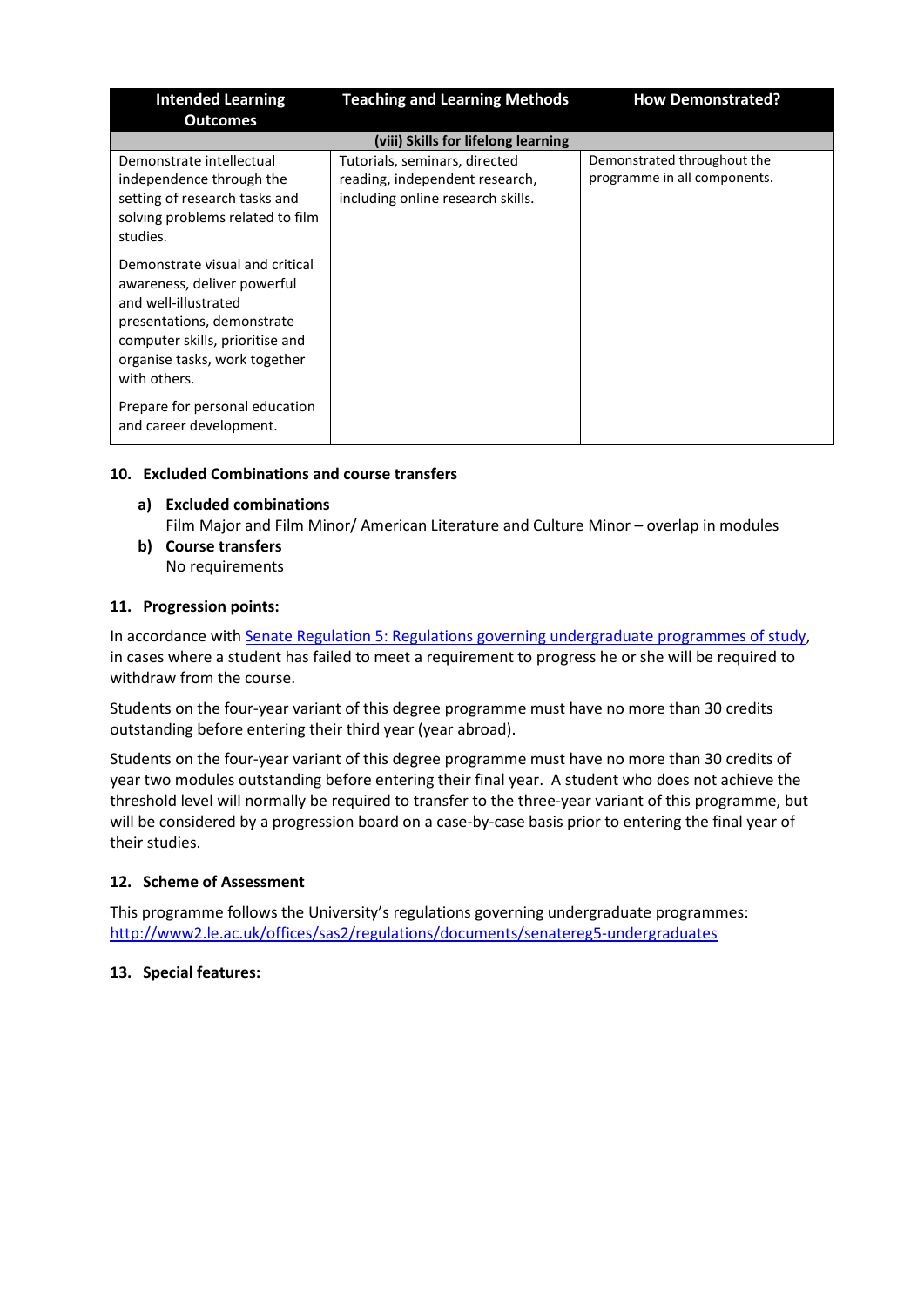| Intended Learning Outcomes | Teaching and Learning Methods | How Demonstrated? |
|---|---|---|
| **(viii) Skills for lifelong learning** | | |
| Demonstrate intellectual independence through the setting of research tasks and solving problems related to film studies.<br><br>Demonstrate visual and critical awareness, deliver powerful and well-illustrated presentations, demonstrate computer skills, prioritise and organise tasks, work together with others.<br><br>Prepare for personal education and career development. | Tutorials, seminars, directed reading, independent research, including online research skills. | Demonstrated throughout the programme in all components. |

### 10. Excluded Combinations and course transfers

**a) Excluded combinations**

Film Major and Film Minor/ American Literature and Culture Minor – overlap in modules

**b) Course transfers**

No requirements

### 11. Progression points:

In accordance with [Senate Regulation 5: Regulations governing undergraduate programmes of study](http://www2.le.ac.uk/offices/sas2/regulations/documents/senatereg5-undergraduates), in cases where a student has failed to meet a requirement to progress he or she will be required to withdraw from the course.

Students on the four-year variant of this degree programme must have no more than 30 credits outstanding before entering their third year (year abroad).

Students on the four-year variant of this degree programme must have no more than 30 credits of year two modules outstanding before entering their final year. A student who does not achieve the threshold level will normally be required to transfer to the three-year variant of this programme, but will be considered by a progression board on a case-by-case basis prior to entering the final year of their studies.

### 12. Scheme of Assessment

This programme follows the University's regulations governing undergraduate programmes:
http://www2.le.ac.uk/offices/sas2/regulations/documents/senatereg5-undergraduates

### 13. Special features: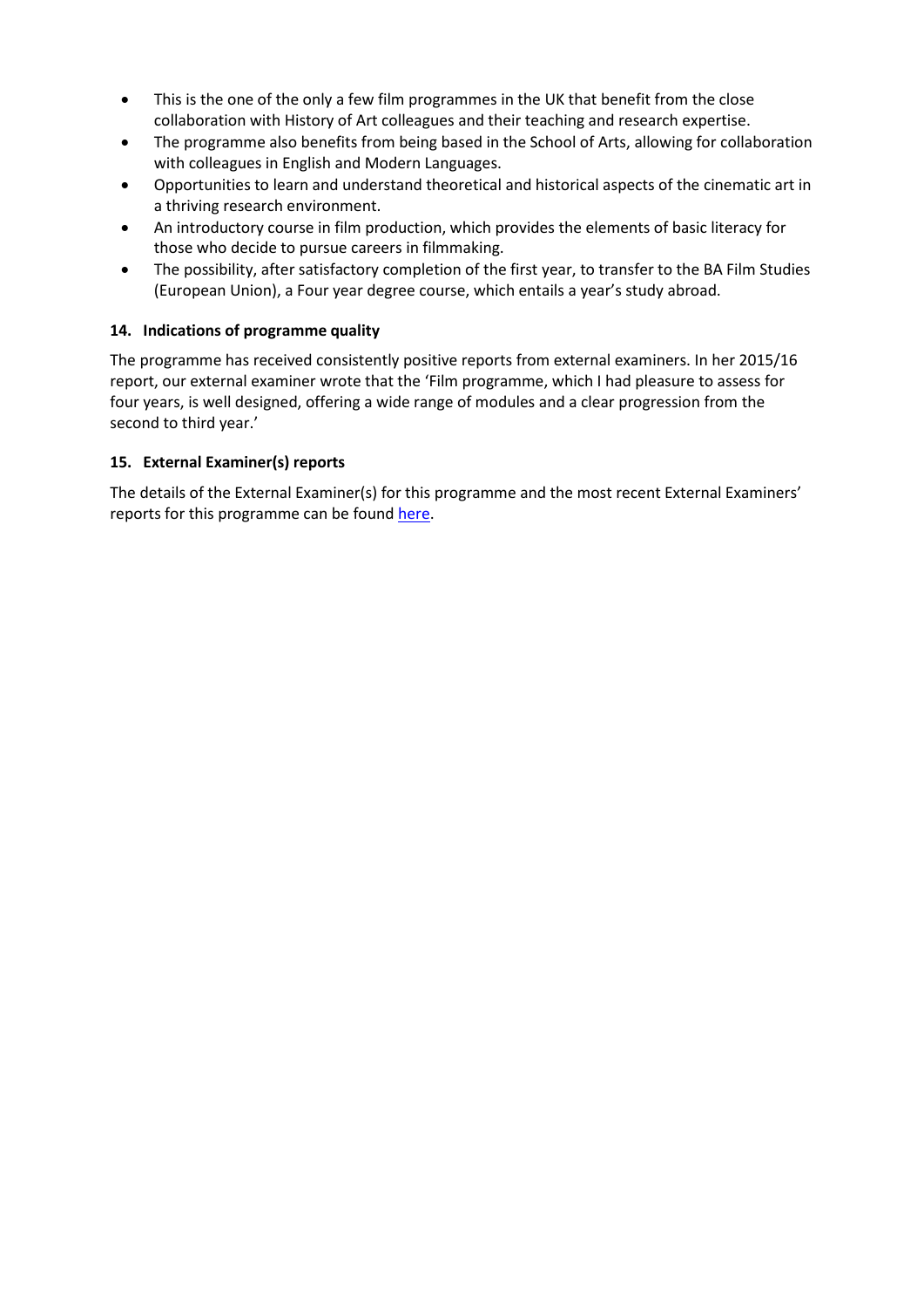- This is the one of the only a few film programmes in the UK that benefit from the close collaboration with History of Art colleagues and their teaching and research expertise.
- The programme also benefits from being based in the School of Arts, allowing for collaboration with colleagues in English and Modern Languages.
- Opportunities to learn and understand theoretical and historical aspects of the cinematic art in a thriving research environment.
- An introductory course in film production, which provides the elements of basic literacy for those who decide to pursue careers in filmmaking.
- The possibility, after satisfactory completion of the first year, to transfer to the BA Film Studies (European Union), a Four year degree course, which entails a year's study abroad.

### 14. Indications of programme quality

The programme has received consistently positive reports from external examiners. In her 2015/16 report, our external examiner wrote that the 'Film programme, which I had pleasure to assess for four years, is well designed, offering a wide range of modules and a clear progression from the second to third year.'

### 15. External Examiner(s) reports

The details of the External Examiner(s) for this programme and the most recent External Examiners' reports for this programme can be found here.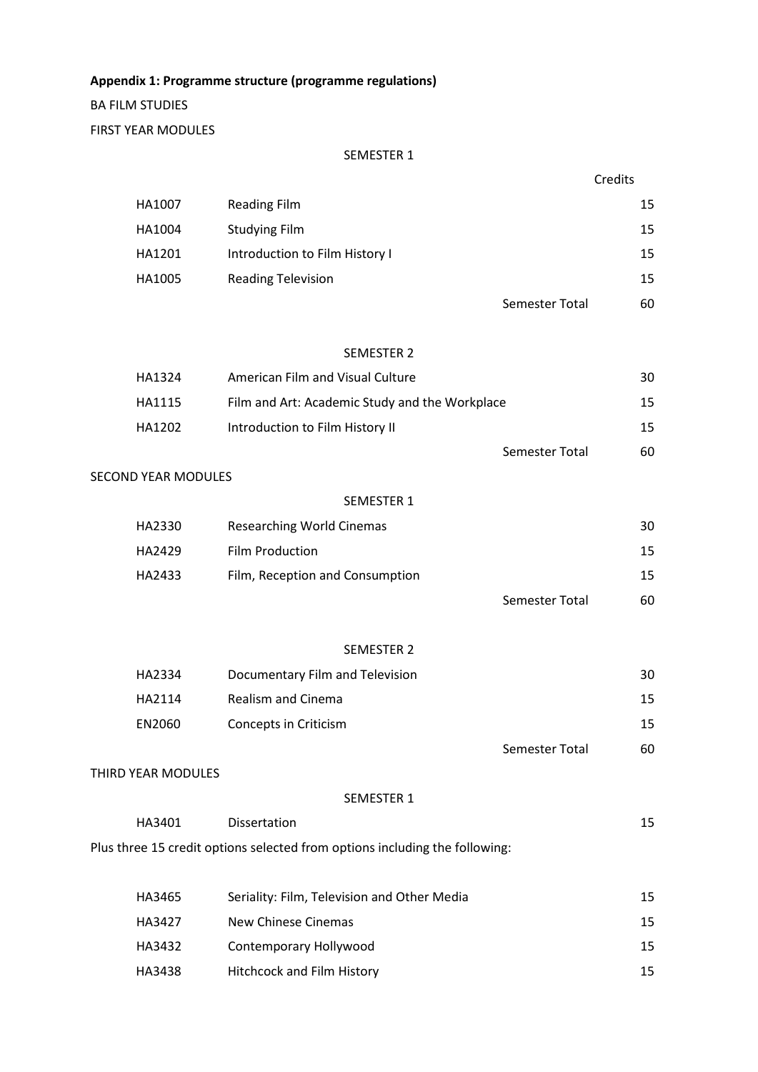**Appendix 1: Programme structure (programme regulations)**

BA FILM STUDIES

FIRST YEAR MODULES

SEMESTER 1

| | | Credits |
|---|---|---|
| HA1007 | Reading Film | 15 |
| HA1004 | Studying Film | 15 |
| HA1201 | Introduction to Film History I | 15 |
| HA1005 | Reading Television | 15 |
| | Semester Total | 60 |

SEMESTER 2

| | | |
|---|---|---|
| HA1324 | American Film and Visual Culture | 30 |
| HA1115 | Film and Art: Academic Study and the Workplace | 15 |
| HA1202 | Introduction to Film History II | 15 |
| | Semester Total | 60 |

SECOND YEAR MODULES

SEMESTER 1

| | | |
|---|---|---|
| HA2330 | Researching World Cinemas | 30 |
| HA2429 | Film Production | 15 |
| HA2433 | Film, Reception and Consumption | 15 |
| | Semester Total | 60 |

SEMESTER 2

| | | |
|---|---|---|
| HA2334 | Documentary Film and Television | 30 |
| HA2114 | Realism and Cinema | 15 |
| EN2060 | Concepts in Criticism | 15 |
| | Semester Total | 60 |

THIRD YEAR MODULES

SEMESTER 1

| | | |
|---|---|---|
| HA3401 | Dissertation | 15 |

Plus three 15 credit options selected from options including the following:

| | | |
|---|---|---|
| HA3465 | Seriality: Film, Television and Other Media | 15 |
| HA3427 | New Chinese Cinemas | 15 |
| HA3432 | Contemporary Hollywood | 15 |
| HA3438 | Hitchcock and Film History | 15 |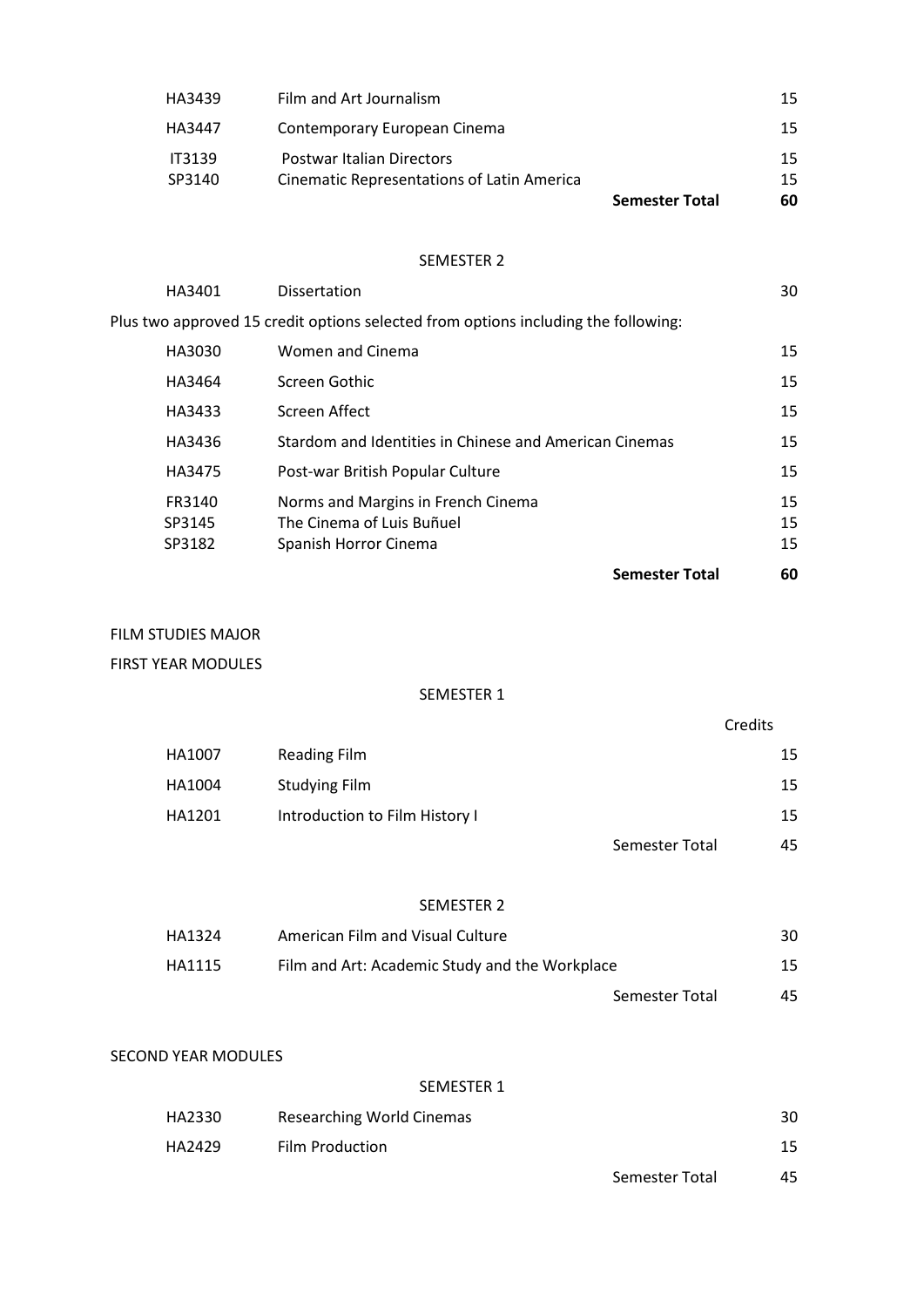| | | |
|---|---|---|
| HA3439 | Film and Art Journalism | 15 |
| HA3447 | Contemporary European Cinema | 15 |
| IT3139 | Postwar Italian Directors | 15 |
| SP3140 | Cinematic Representations of Latin America | 15 |
| | **Semester Total** | **60** |

SEMESTER 2

| | | |
|---|---|---|
| HA3401 | Dissertation | 30 |

Plus two approved 15 credit options selected from options including the following:

| | | |
|---|---|---|
| HA3030 | Women and Cinema | 15 |
| HA3464 | Screen Gothic | 15 |
| HA3433 | Screen Affect | 15 |
| HA3436 | Stardom and Identities in Chinese and American Cinemas | 15 |
| HA3475 | Post-war British Popular Culture | 15 |
| FR3140 | Norms and Margins in French Cinema | 15 |
| SP3145 | The Cinema of Luis Buñuel | 15 |
| SP3182 | Spanish Horror Cinema | 15 |
| | **Semester Total** | **60** |

FILM STUDIES MAJOR

FIRST YEAR MODULES

SEMESTER 1

| | | Credits |
|---|---|---|
| HA1007 | Reading Film | 15 |
| HA1004 | Studying Film | 15 |
| HA1201 | Introduction to Film History I | 15 |
| | Semester Total | 45 |

SEMESTER 2

| | | |
|---|---|---|
| HA1324 | American Film and Visual Culture | 30 |
| HA1115 | Film and Art: Academic Study and the Workplace | 15 |
| | Semester Total | 45 |

SECOND YEAR MODULES

SEMESTER 1

| | | |
|---|---|---|
| HA2330 | Researching World Cinemas | 30 |
| HA2429 | Film Production | 15 |
| | Semester Total | 45 |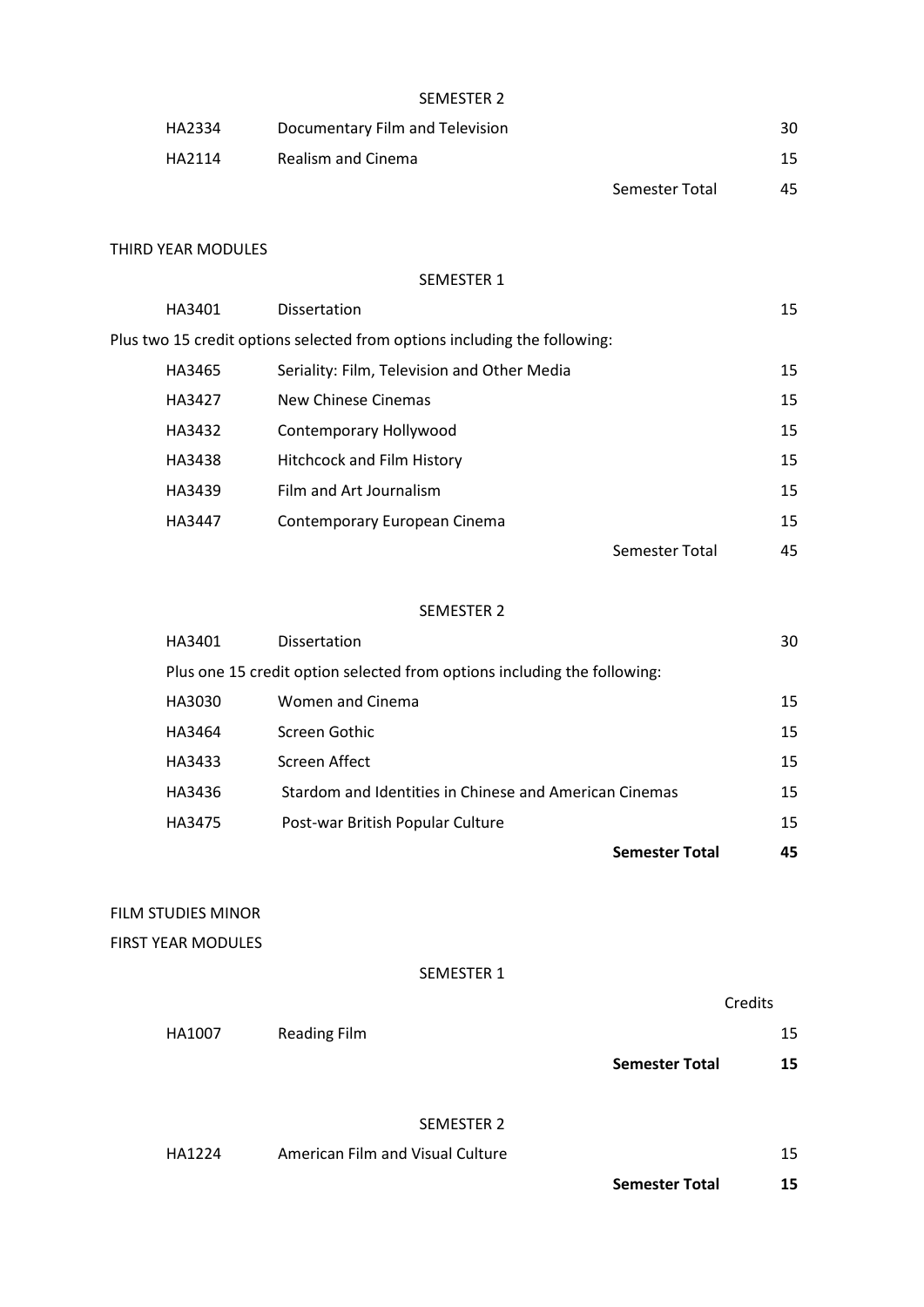SEMESTER 2

| | | |
|---|---|---|
| HA2334 | Documentary Film and Television | 30 |
| HA2114 | Realism and Cinema | 15 |
| | Semester Total | 45 |

THIRD YEAR MODULES

SEMESTER 1

| | | |
|---|---|---|
| HA3401 | Dissertation | 15 |

Plus two 15 credit options selected from options including the following:

| | | |
|---|---|---|
| HA3465 | Seriality: Film, Television and Other Media | 15 |
| HA3427 | New Chinese Cinemas | 15 |
| HA3432 | Contemporary Hollywood | 15 |
| HA3438 | Hitchcock and Film History | 15 |
| HA3439 | Film and Art Journalism | 15 |
| HA3447 | Contemporary European Cinema | 15 |
| | Semester Total | 45 |

SEMESTER 2

| | | |
|---|---|---|
| HA3401 | Dissertation | 30 |

Plus one 15 credit option selected from options including the following:

| | | |
|---|---|---|
| HA3030 | Women and Cinema | 15 |
| HA3464 | Screen Gothic | 15 |
| HA3433 | Screen Affect | 15 |
| HA3436 | Stardom and Identities in Chinese and American Cinemas | 15 |
| HA3475 | Post-war British Popular Culture | 15 |
| | **Semester Total** | **45** |

FILM STUDIES MINOR

FIRST YEAR MODULES

SEMESTER 1

| | | Credits |
|---|---|---|
| HA1007 | Reading Film | 15 |
| | **Semester Total** | **15** |

SEMESTER 2

| | | |
|---|---|---|
| HA1224 | American Film and Visual Culture | 15 |
| | **Semester Total** | **15** |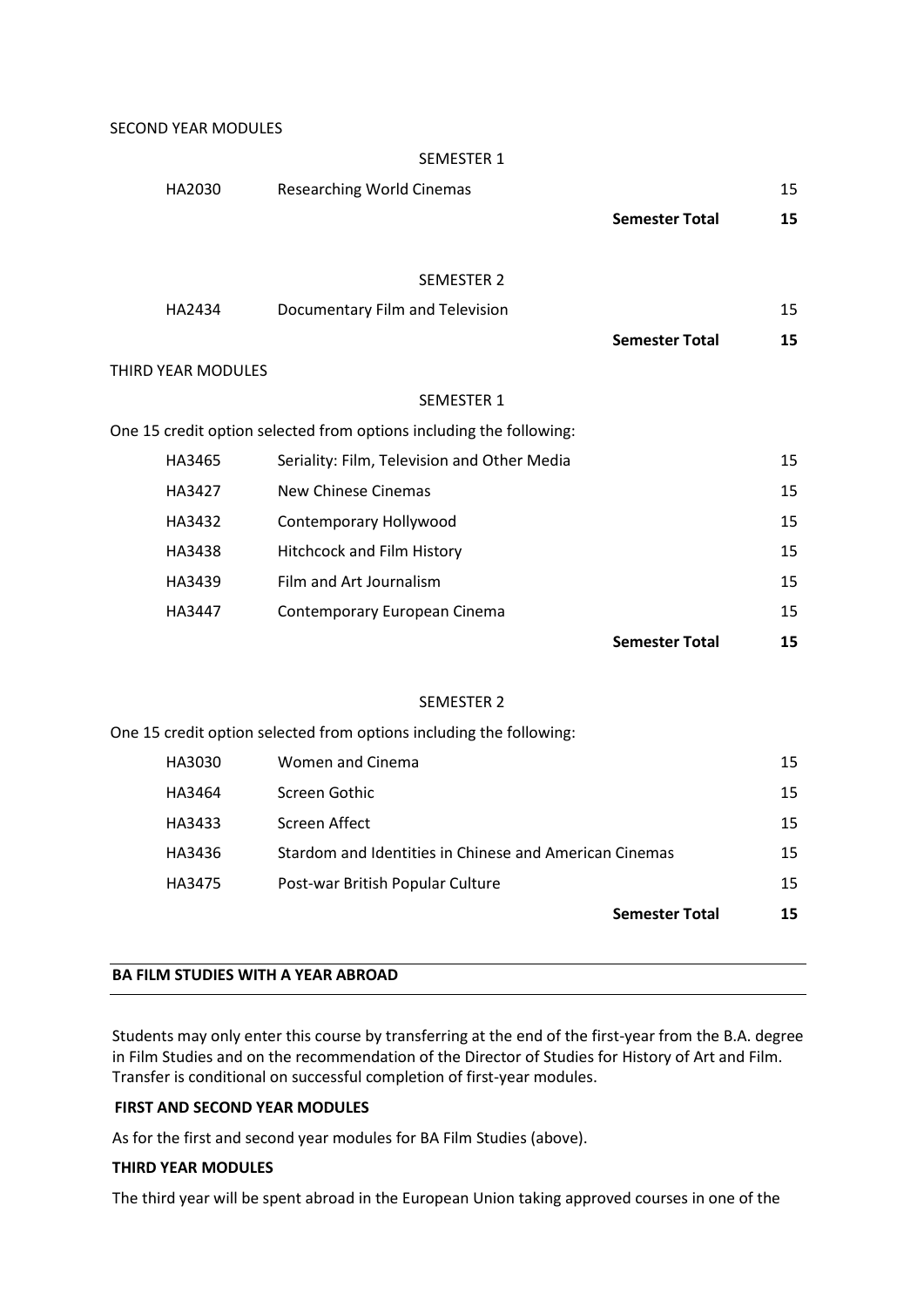SECOND YEAR MODULES

SEMESTER 1

| | | |
|---|---|---|
| HA2030 | Researching World Cinemas | 15 |
| | **Semester Total** | **15** |

SEMESTER 2

| | | |
|---|---|---|
| HA2434 | Documentary Film and Television | 15 |
| | **Semester Total** | **15** |

THIRD YEAR MODULES

SEMESTER 1

One 15 credit option selected from options including the following:

| | | |
|---|---|---|
| HA3465 | Seriality: Film, Television and Other Media | 15 |
| HA3427 | New Chinese Cinemas | 15 |
| HA3432 | Contemporary Hollywood | 15 |
| HA3438 | Hitchcock and Film History | 15 |
| HA3439 | Film and Art Journalism | 15 |
| HA3447 | Contemporary European Cinema | 15 |
| | **Semester Total** | **15** |

SEMESTER 2

One 15 credit option selected from options including the following:

| | | |
|---|---|---|
| HA3030 | Women and Cinema | 15 |
| HA3464 | Screen Gothic | 15 |
| HA3433 | Screen Affect | 15 |
| HA3436 | Stardom and Identities in Chinese and American Cinemas | 15 |
| HA3475 | Post-war British Popular Culture | 15 |
| | **Semester Total** | **15** |

## BA FILM STUDIES WITH A YEAR ABROAD

Students may only enter this course by transferring at the end of the first-year from the B.A. degree in Film Studies and on the recommendation of the Director of Studies for History of Art and Film. Transfer is conditional on successful completion of first-year modules.

**FIRST AND SECOND YEAR MODULES**

As for the first and second year modules for BA Film Studies (above).

**THIRD YEAR MODULES**

The third year will be spent abroad in the European Union taking approved courses in one of the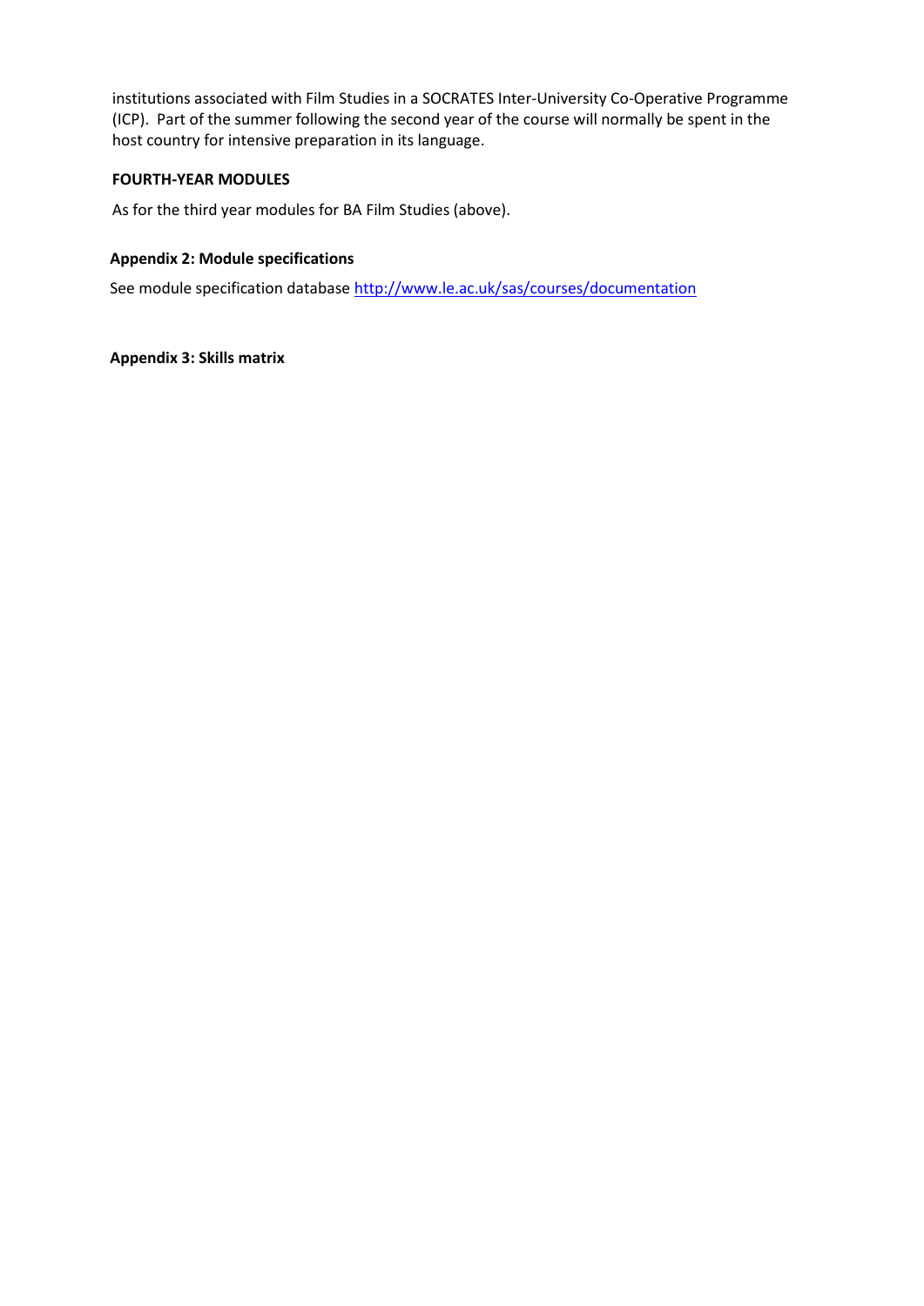institutions associated with Film Studies in a SOCRATES Inter-University Co-Operative Programme (ICP). Part of the summer following the second year of the course will normally be spent in the host country for intensive preparation in its language.

**FOURTH-YEAR MODULES**

As for the third year modules for BA Film Studies (above).

**Appendix 2: Module specifications**

See module specification database http://www.le.ac.uk/sas/courses/documentation

**Appendix 3: Skills matrix**